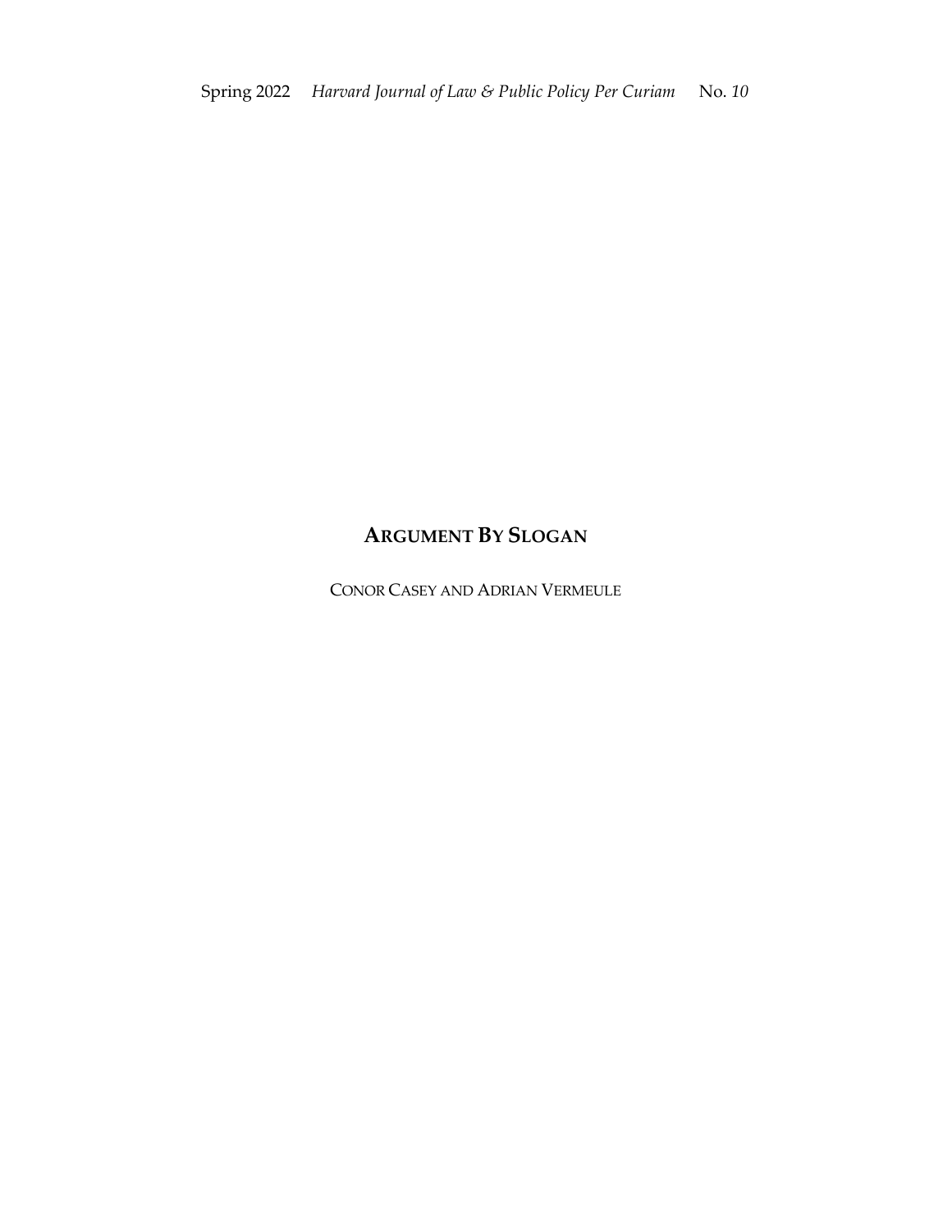# ARGUMENT BY SLOGAN

CONOR CASEY AND ADRIAN VERMEULE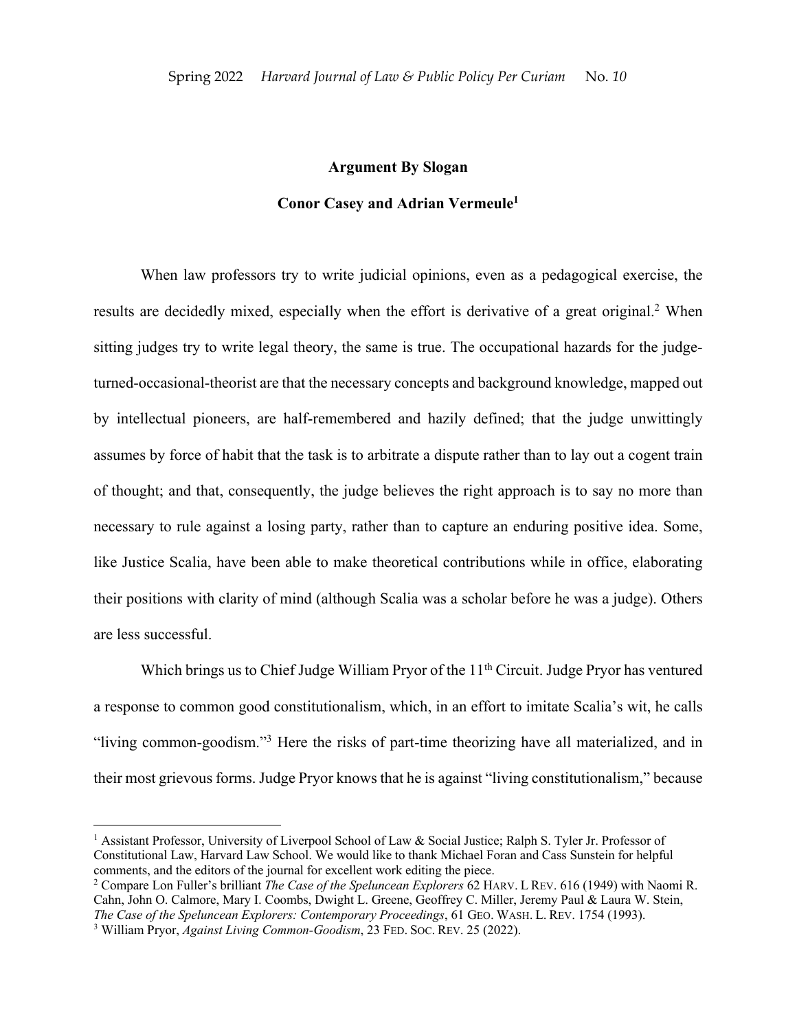**Argument By Slogan**

**Conor Casey and Adrian Vermeule[1]**

When law professors try to write judicial opinions, even as a pedagogical exercise, the results are decidedly mixed, especially when the effort is derivative of a great original.[2] When sitting judges try to write legal theory, the same is true. The occupational hazards for the judge-turned-occasional-theorist are that the necessary concepts and background knowledge, mapped out by intellectual pioneers, are half-remembered and hazily defined; that the judge unwittingly assumes by force of habit that the task is to arbitrate a dispute rather than to lay out a cogent train of thought; and that, consequently, the judge believes the right approach is to say no more than necessary to rule against a losing party, rather than to capture an enduring positive idea. Some, like Justice Scalia, have been able to make theoretical contributions while in office, elaborating their positions with clarity of mind (although Scalia was a scholar before he was a judge). Others are less successful.

Which brings us to Chief Judge William Pryor of the 11th Circuit. Judge Pryor has ventured a response to common good constitutionalism, which, in an effort to imitate Scalia's wit, he calls "living common-goodism."[3] Here the risks of part-time theorizing have all materialized, and in their most grievous forms. Judge Pryor knows that he is against "living constitutionalism," because

---

[1] Assistant Professor, University of Liverpool School of Law & Social Justice; Ralph S. Tyler Jr. Professor of Constitutional Law, Harvard Law School. We would like to thank Michael Foran and Cass Sunstein for helpful comments, and the editors of the journal for excellent work editing the piece.

[2] Compare Lon Fuller's brilliant *The Case of the Speluncean Explorers* 62 HARV. L REV. 616 (1949) with Naomi R. Cahn, John O. Calmore, Mary I. Coombs, Dwight L. Greene, Geoffrey C. Miller, Jeremy Paul & Laura W. Stein, *The Case of the Speluncean Explorers: Contemporary Proceedings*, 61 GEO. WASH. L. REV. 1754 (1993).

[3] William Pryor, *Against Living Common-Goodism*, 23 FED. SOC. REV. 25 (2022).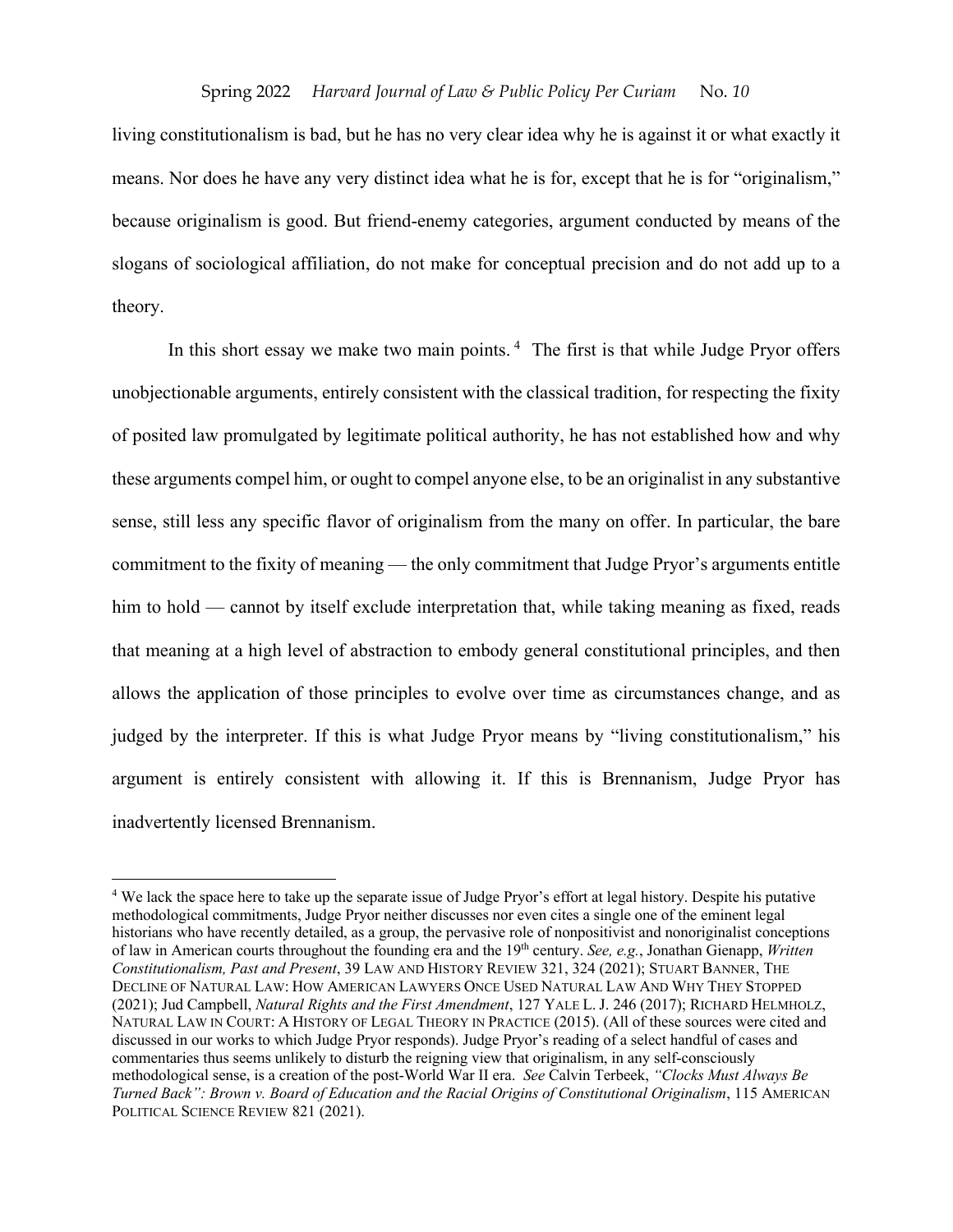living constitutionalism is bad, but he has no very clear idea why he is against it or what exactly it means. Nor does he have any very distinct idea what he is for, except that he is for "originalism," because originalism is good. But friend-enemy categories, argument conducted by means of the slogans of sociological affiliation, do not make for conceptual precision and do not add up to a theory.

In this short essay we make two main points.[4] The first is that while Judge Pryor offers unobjectionable arguments, entirely consistent with the classical tradition, for respecting the fixity of posited law promulgated by legitimate political authority, he has not established how and why these arguments compel him, or ought to compel anyone else, to be an originalist in any substantive sense, still less any specific flavor of originalism from the many on offer. In particular, the bare commitment to the fixity of meaning — the only commitment that Judge Pryor's arguments entitle him to hold — cannot by itself exclude interpretation that, while taking meaning as fixed, reads that meaning at a high level of abstraction to embody general constitutional principles, and then allows the application of those principles to evolve over time as circumstances change, and as judged by the interpreter. If this is what Judge Pryor means by "living constitutionalism," his argument is entirely consistent with allowing it. If this is Brennanism, Judge Pryor has inadvertently licensed Brennanism.

---

[4] We lack the space here to take up the separate issue of Judge Pryor's effort at legal history. Despite his putative methodological commitments, Judge Pryor neither discusses nor even cites a single one of the eminent legal historians who have recently detailed, as a group, the pervasive role of nonpositivist and nonoriginalist conceptions of law in American courts throughout the founding era and the 19th century. *See, e.g.*, Jonathan Gienapp, *Written Constitutionalism, Past and Present*, 39 LAW AND HISTORY REVIEW 321, 324 (2021); STUART BANNER, THE DECLINE OF NATURAL LAW: HOW AMERICAN LAWYERS ONCE USED NATURAL LAW AND WHY THEY STOPPED (2021); Jud Campbell, *Natural Rights and the First Amendment*, 127 YALE L. J. 246 (2017); RICHARD HELMHOLZ, NATURAL LAW IN COURT: A HISTORY OF LEGAL THEORY IN PRACTICE (2015). (All of these sources were cited and discussed in our works to which Judge Pryor responds). Judge Pryor's reading of a select handful of cases and commentaries thus seems unlikely to disturb the reigning view that originalism, in any self-consciously methodological sense, is a creation of the post-World War II era. *See* Calvin Terbeek, *"Clocks Must Always Be Turned Back": Brown v. Board of Education and the Racial Origins of Constitutional Originalism*, 115 AMERICAN POLITICAL SCIENCE REVIEW 821 (2021).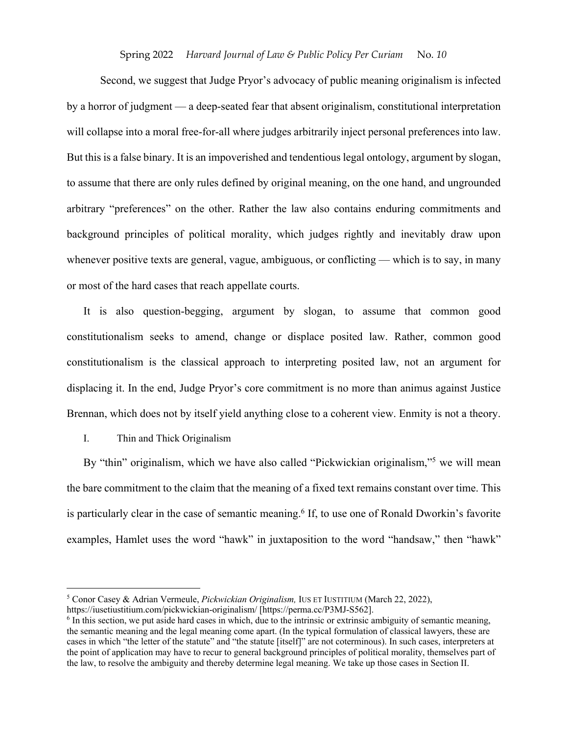Second, we suggest that Judge Pryor's advocacy of public meaning originalism is infected by a horror of judgment — a deep-seated fear that absent originalism, constitutional interpretation will collapse into a moral free-for-all where judges arbitrarily inject personal preferences into law. But this is a false binary. It is an impoverished and tendentious legal ontology, argument by slogan, to assume that there are only rules defined by original meaning, on the one hand, and ungrounded arbitrary "preferences" on the other. Rather the law also contains enduring commitments and background principles of political morality, which judges rightly and inevitably draw upon whenever positive texts are general, vague, ambiguous, or conflicting — which is to say, in many or most of the hard cases that reach appellate courts.

It is also question-begging, argument by slogan, to assume that common good constitutionalism seeks to amend, change or displace posited law. Rather, common good constitutionalism is the classical approach to interpreting posited law, not an argument for displacing it. In the end, Judge Pryor's core commitment is no more than animus against Justice Brennan, which does not by itself yield anything close to a coherent view. Enmity is not a theory.

## I. Thin and Thick Originalism

By "thin" originalism, which we have also called "Pickwickian originalism,"[5] we will mean the bare commitment to the claim that the meaning of a fixed text remains constant over time. This is particularly clear in the case of semantic meaning.[6] If, to use one of Ronald Dworkin's favorite examples, Hamlet uses the word "hawk" in juxtaposition to the word "handsaw," then "hawk"

---

[5] Conor Casey & Adrian Vermeule, *Pickwickian Originalism,* IUS ET IUSTITIUM (March 22, 2022), https://iusetiustitium.com/pickwickian-originalism/ [https://perma.cc/P3MJ-S562].

[6] In this section, we put aside hard cases in which, due to the intrinsic or extrinsic ambiguity of semantic meaning, the semantic meaning and the legal meaning come apart. (In the typical formulation of classical lawyers, these are cases in which "the letter of the statute" and "the statute [itself]" are not coterminous). In such cases, interpreters at the point of application may have to recur to general background principles of political morality, themselves part of the law, to resolve the ambiguity and thereby determine legal meaning. We take up those cases in Section II.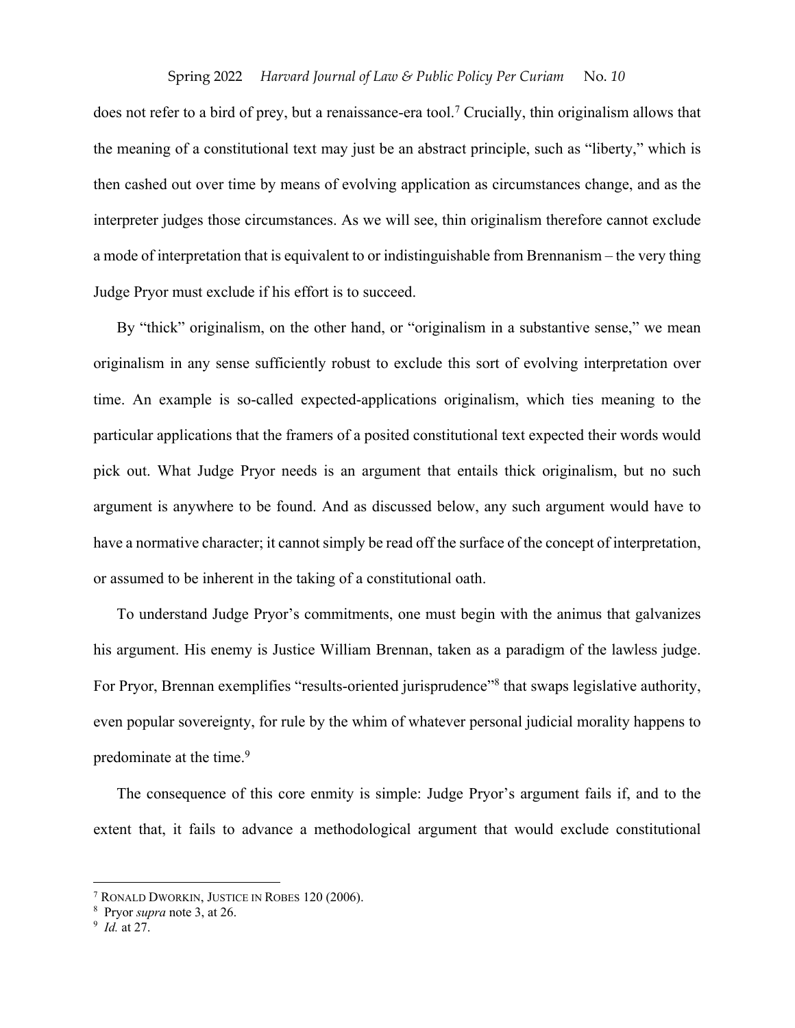does not refer to a bird of prey, but a renaissance-era tool.[7] Crucially, thin originalism allows that the meaning of a constitutional text may just be an abstract principle, such as "liberty," which is then cashed out over time by means of evolving application as circumstances change, and as the interpreter judges those circumstances. As we will see, thin originalism therefore cannot exclude a mode of interpretation that is equivalent to or indistinguishable from Brennanism – the very thing Judge Pryor must exclude if his effort is to succeed.

By "thick" originalism, on the other hand, or "originalism in a substantive sense," we mean originalism in any sense sufficiently robust to exclude this sort of evolving interpretation over time. An example is so-called expected-applications originalism, which ties meaning to the particular applications that the framers of a posited constitutional text expected their words would pick out. What Judge Pryor needs is an argument that entails thick originalism, but no such argument is anywhere to be found. And as discussed below, any such argument would have to have a normative character; it cannot simply be read off the surface of the concept of interpretation, or assumed to be inherent in the taking of a constitutional oath.

To understand Judge Pryor's commitments, one must begin with the animus that galvanizes his argument. His enemy is Justice William Brennan, taken as a paradigm of the lawless judge. For Pryor, Brennan exemplifies "results-oriented jurisprudence"[8] that swaps legislative authority, even popular sovereignty, for rule by the whim of whatever personal judicial morality happens to predominate at the time.[9]

The consequence of this core enmity is simple: Judge Pryor's argument fails if, and to the extent that, it fails to advance a methodological argument that would exclude constitutional

---

[7] RONALD DWORKIN, JUSTICE IN ROBES 120 (2006).

[8] Pryor *supra* note 3, at 26.

[9] *Id.* at 27.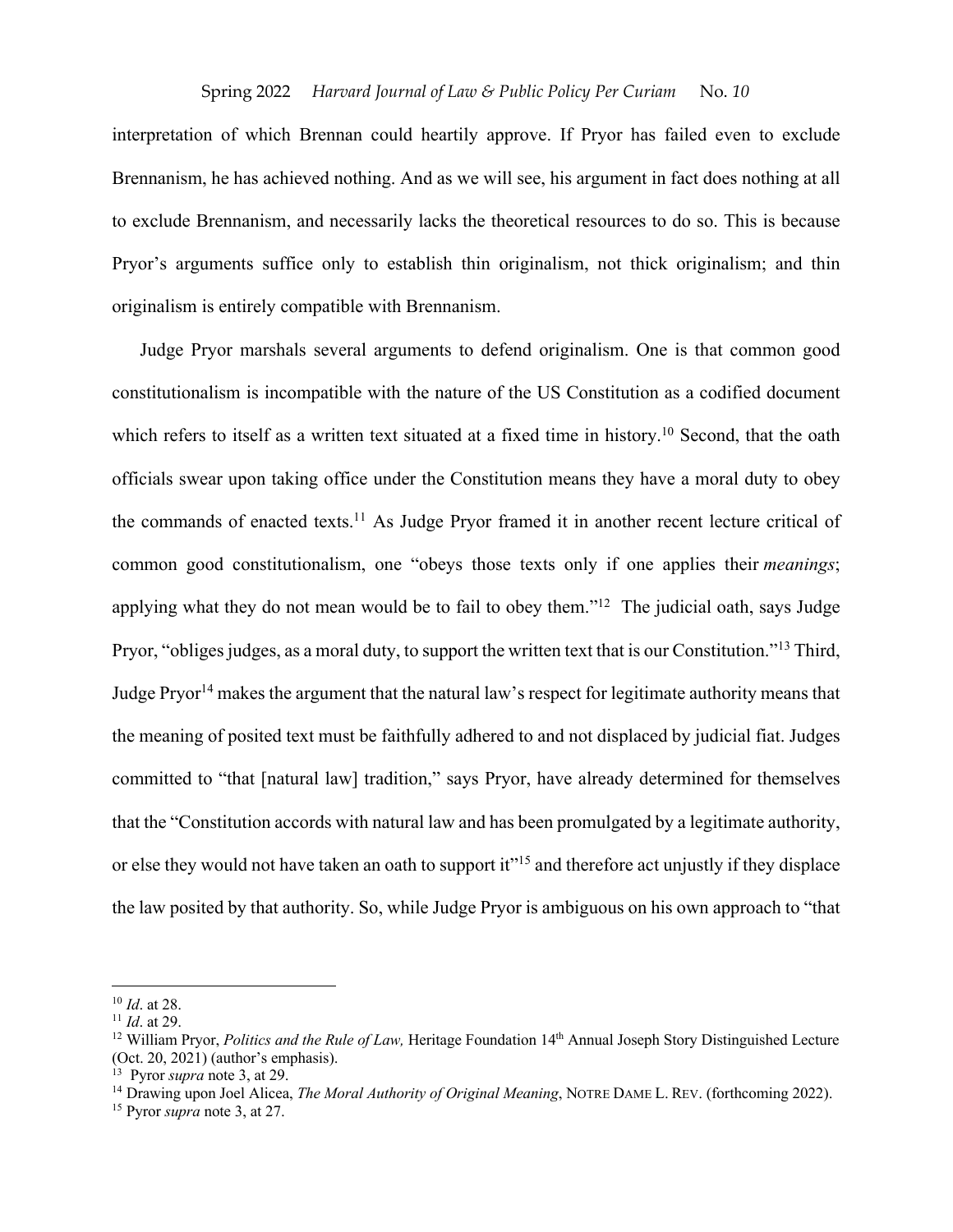interpretation of which Brennan could heartily approve. If Pryor has failed even to exclude Brennanism, he has achieved nothing. And as we will see, his argument in fact does nothing at all to exclude Brennanism, and necessarily lacks the theoretical resources to do so. This is because Pryor's arguments suffice only to establish thin originalism, not thick originalism; and thin originalism is entirely compatible with Brennanism.

Judge Pryor marshals several arguments to defend originalism. One is that common good constitutionalism is incompatible with the nature of the US Constitution as a codified document which refers to itself as a written text situated at a fixed time in history.[10] Second, that the oath officials swear upon taking office under the Constitution means they have a moral duty to obey the commands of enacted texts.[11] As Judge Pryor framed it in another recent lecture critical of common good constitutionalism, one "obeys those texts only if one applies their *meanings*; applying what they do not mean would be to fail to obey them."[12] The judicial oath, says Judge Pryor, "obliges judges, as a moral duty, to support the written text that is our Constitution."[13] Third, Judge Pryor[14] makes the argument that the natural law's respect for legitimate authority means that the meaning of posited text must be faithfully adhered to and not displaced by judicial fiat. Judges committed to "that [natural law] tradition," says Pryor, have already determined for themselves that the "Constitution accords with natural law and has been promulgated by a legitimate authority, or else they would not have taken an oath to support it"[15] and therefore act unjustly if they displace the law posited by that authority. So, while Judge Pryor is ambiguous on his own approach to "that

---

[10] *Id*. at 28.

[11] *Id*. at 29.

[12] William Pryor, *Politics and the Rule of Law,* Heritage Foundation 14th Annual Joseph Story Distinguished Lecture (Oct. 20, 2021) (author's emphasis).

[13] Pyror *supra* note 3, at 29.

[14] Drawing upon Joel Alicea, *The Moral Authority of Original Meaning*, NOTRE DAME L. REV. (forthcoming 2022).

[15] Pyror *supra* note 3, at 27.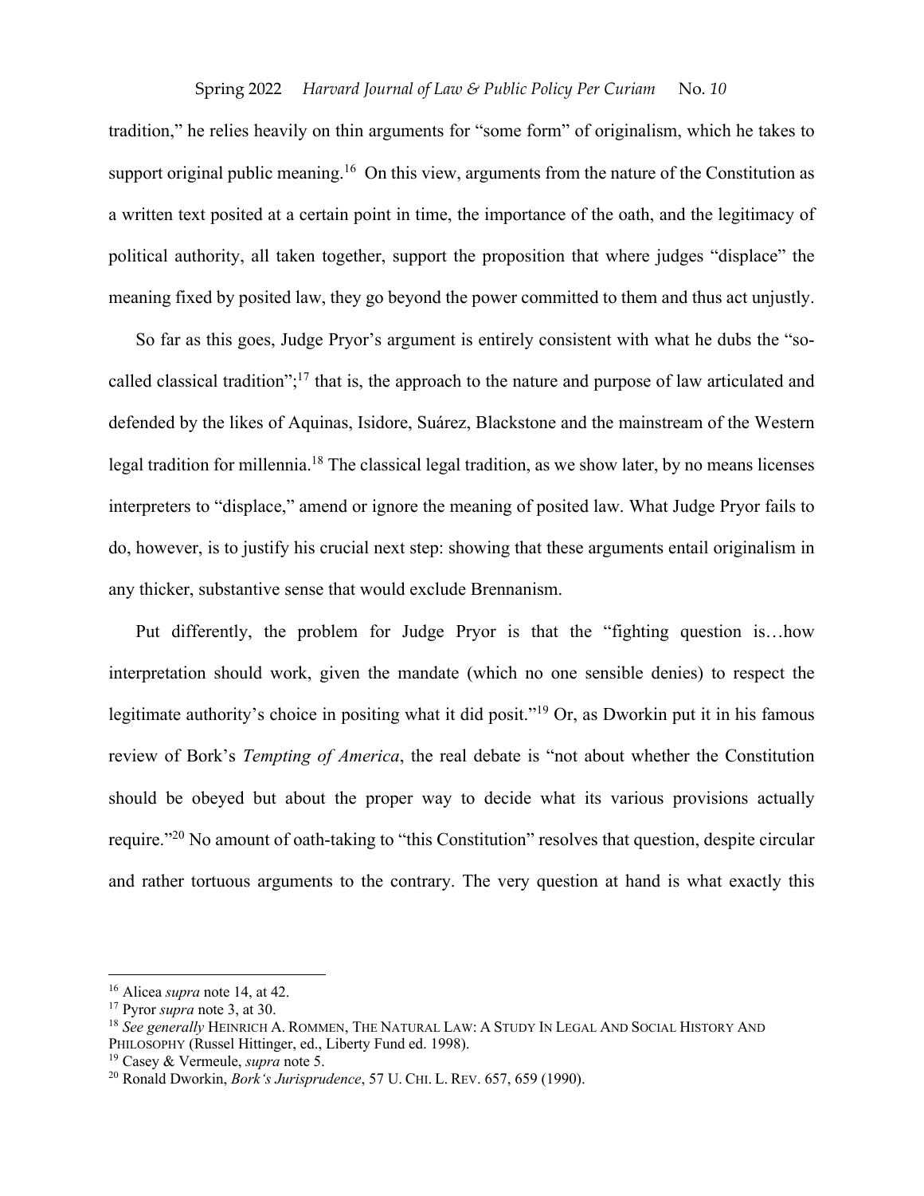tradition," he relies heavily on thin arguments for "some form" of originalism, which he takes to support original public meaning.[16] On this view, arguments from the nature of the Constitution as a written text posited at a certain point in time, the importance of the oath, and the legitimacy of political authority, all taken together, support the proposition that where judges "displace" the meaning fixed by posited law, they go beyond the power committed to them and thus act unjustly.

So far as this goes, Judge Pryor's argument is entirely consistent with what he dubs the "so-called classical tradition";[17] that is, the approach to the nature and purpose of law articulated and defended by the likes of Aquinas, Isidore, Suárez, Blackstone and the mainstream of the Western legal tradition for millennia.[18] The classical legal tradition, as we show later, by no means licenses interpreters to "displace," amend or ignore the meaning of posited law. What Judge Pryor fails to do, however, is to justify his crucial next step: showing that these arguments entail originalism in any thicker, substantive sense that would exclude Brennanism.

Put differently, the problem for Judge Pryor is that the "fighting question is…how interpretation should work, given the mandate (which no one sensible denies) to respect the legitimate authority's choice in positing what it did posit."[19] Or, as Dworkin put it in his famous review of Bork's *Tempting of America*, the real debate is "not about whether the Constitution should be obeyed but about the proper way to decide what its various provisions actually require."[20] No amount of oath-taking to "this Constitution" resolves that question, despite circular and rather tortuous arguments to the contrary. The very question at hand is what exactly this

---

[16] Alicea *supra* note 14, at 42.

[17] Pyror *supra* note 3, at 30.

[18] *See generally* HEINRICH A. ROMMEN, THE NATURAL LAW: A STUDY IN LEGAL AND SOCIAL HISTORY AND PHILOSOPHY (Russel Hittinger, ed., Liberty Fund ed. 1998).

[19] Casey & Vermeule, *supra* note 5.

[20] Ronald Dworkin, *Bork's Jurisprudence*, 57 U. CHI. L. REV. 657, 659 (1990).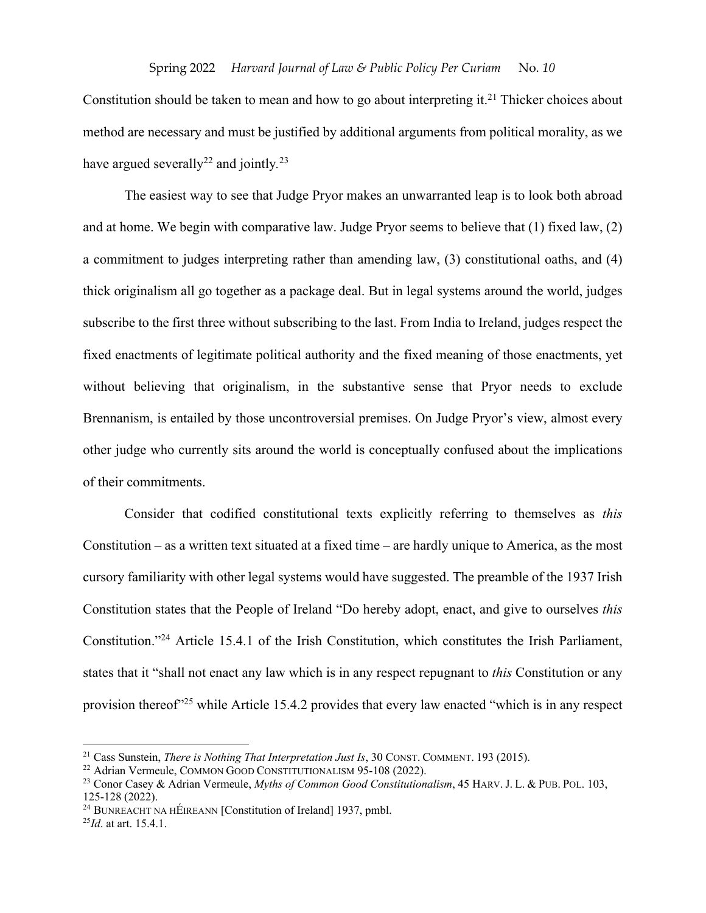Constitution should be taken to mean and how to go about interpreting it.[21] Thicker choices about method are necessary and must be justified by additional arguments from political morality, as we have argued severally[22] and jointly.[23]

The easiest way to see that Judge Pryor makes an unwarranted leap is to look both abroad and at home. We begin with comparative law. Judge Pryor seems to believe that (1) fixed law, (2) a commitment to judges interpreting rather than amending law, (3) constitutional oaths, and (4) thick originalism all go together as a package deal. But in legal systems around the world, judges subscribe to the first three without subscribing to the last. From India to Ireland, judges respect the fixed enactments of legitimate political authority and the fixed meaning of those enactments, yet without believing that originalism, in the substantive sense that Pryor needs to exclude Brennanism, is entailed by those uncontroversial premises. On Judge Pryor's view, almost every other judge who currently sits around the world is conceptually confused about the implications of their commitments.

Consider that codified constitutional texts explicitly referring to themselves as *this* Constitution – as a written text situated at a fixed time – are hardly unique to America, as the most cursory familiarity with other legal systems would have suggested. The preamble of the 1937 Irish Constitution states that the People of Ireland "Do hereby adopt, enact, and give to ourselves *this* Constitution."[24] Article 15.4.1 of the Irish Constitution, which constitutes the Irish Parliament, states that it "shall not enact any law which is in any respect repugnant to *this* Constitution or any provision thereof"[25] while Article 15.4.2 provides that every law enacted "which is in any respect

---

[21] Cass Sunstein, *There is Nothing That Interpretation Just Is*, 30 CONST. COMMENT. 193 (2015).

[22] Adrian Vermeule, COMMON GOOD CONSTITUTIONALISM 95-108 (2022).

[23] Conor Casey & Adrian Vermeule, *Myths of Common Good Constitutionalism*, 45 HARV. J. L. & PUB. POL. 103, 125-128 (2022).

[24] BUNREACHT NA HÉIREANN [Constitution of Ireland] 1937, pmbl.

[25] *Id*. at art. 15.4.1.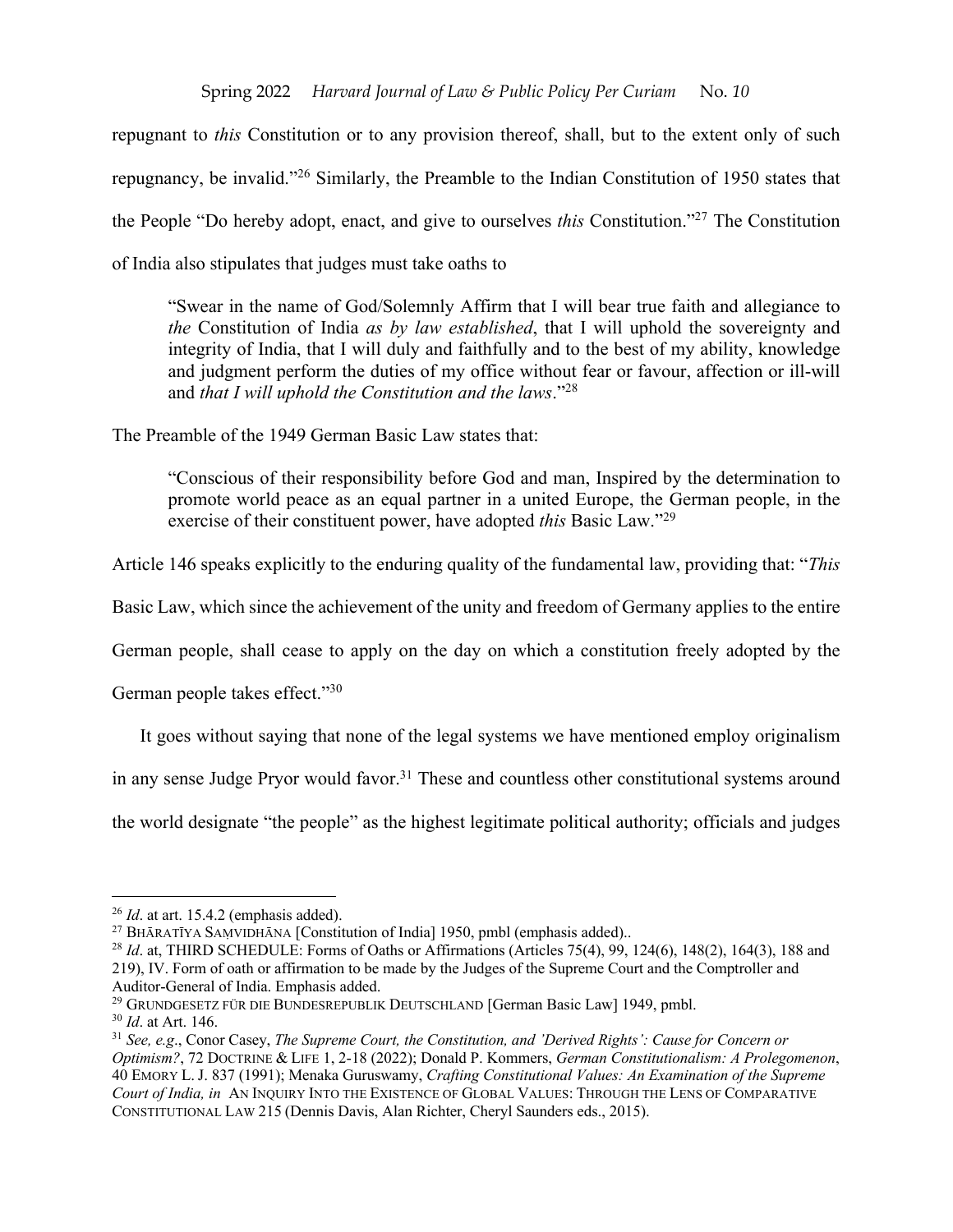repugnant to *this* Constitution or to any provision thereof, shall, but to the extent only of such repugnancy, be invalid."[26] Similarly, the Preamble to the Indian Constitution of 1950 states that the People "Do hereby adopt, enact, and give to ourselves *this* Constitution."[27] The Constitution of India also stipulates that judges must take oaths to

> "Swear in the name of God/Solemnly Affirm that I will bear true faith and allegiance to *the* Constitution of India *as by law established*, that I will uphold the sovereignty and integrity of India, that I will duly and faithfully and to the best of my ability, knowledge and judgment perform the duties of my office without fear or favour, affection or ill-will and *that I will uphold the Constitution and the laws*."[28]

The Preamble of the 1949 German Basic Law states that:

> "Conscious of their responsibility before God and man, Inspired by the determination to promote world peace as an equal partner in a united Europe, the German people, in the exercise of their constituent power, have adopted *this* Basic Law."[29]

Article 146 speaks explicitly to the enduring quality of the fundamental law, providing that: "*This* Basic Law, which since the achievement of the unity and freedom of Germany applies to the entire German people, shall cease to apply on the day on which a constitution freely adopted by the German people takes effect."[30]

It goes without saying that none of the legal systems we have mentioned employ originalism in any sense Judge Pryor would favor.[31] These and countless other constitutional systems around the world designate "the people" as the highest legitimate political authority; officials and judges

---

[26] *Id*. at art. 15.4.2 (emphasis added).

[27] BHĀRATĪYA SAṂVIDHĀNA [Constitution of India] 1950, pmbl (emphasis added)..

[28] *Id*. at, THIRD SCHEDULE: Forms of Oaths or Affirmations (Articles 75(4), 99, 124(6), 148(2), 164(3), 188 and 219), IV. Form of oath or affirmation to be made by the Judges of the Supreme Court and the Comptroller and Auditor-General of India. Emphasis added.

[29] GRUNDGESETZ FÜR DIE BUNDESREPUBLIK DEUTSCHLAND [German Basic Law] 1949, pmbl.

[30] *Id*. at Art. 146.

[31] *See, e.g*., Conor Casey, *The Supreme Court, the Constitution, and 'Derived Rights': Cause for Concern or Optimism?*, 72 DOCTRINE & LIFE 1, 2-18 (2022); Donald P. Kommers, *German Constitutionalism: A Prolegomenon*, 40 EMORY L. J. 837 (1991); Menaka Guruswamy, *Crafting Constitutional Values: An Examination of the Supreme Court of India, in* AN INQUIRY INTO THE EXISTENCE OF GLOBAL VALUES: THROUGH THE LENS OF COMPARATIVE CONSTITUTIONAL LAW 215 (Dennis Davis, Alan Richter, Cheryl Saunders eds., 2015).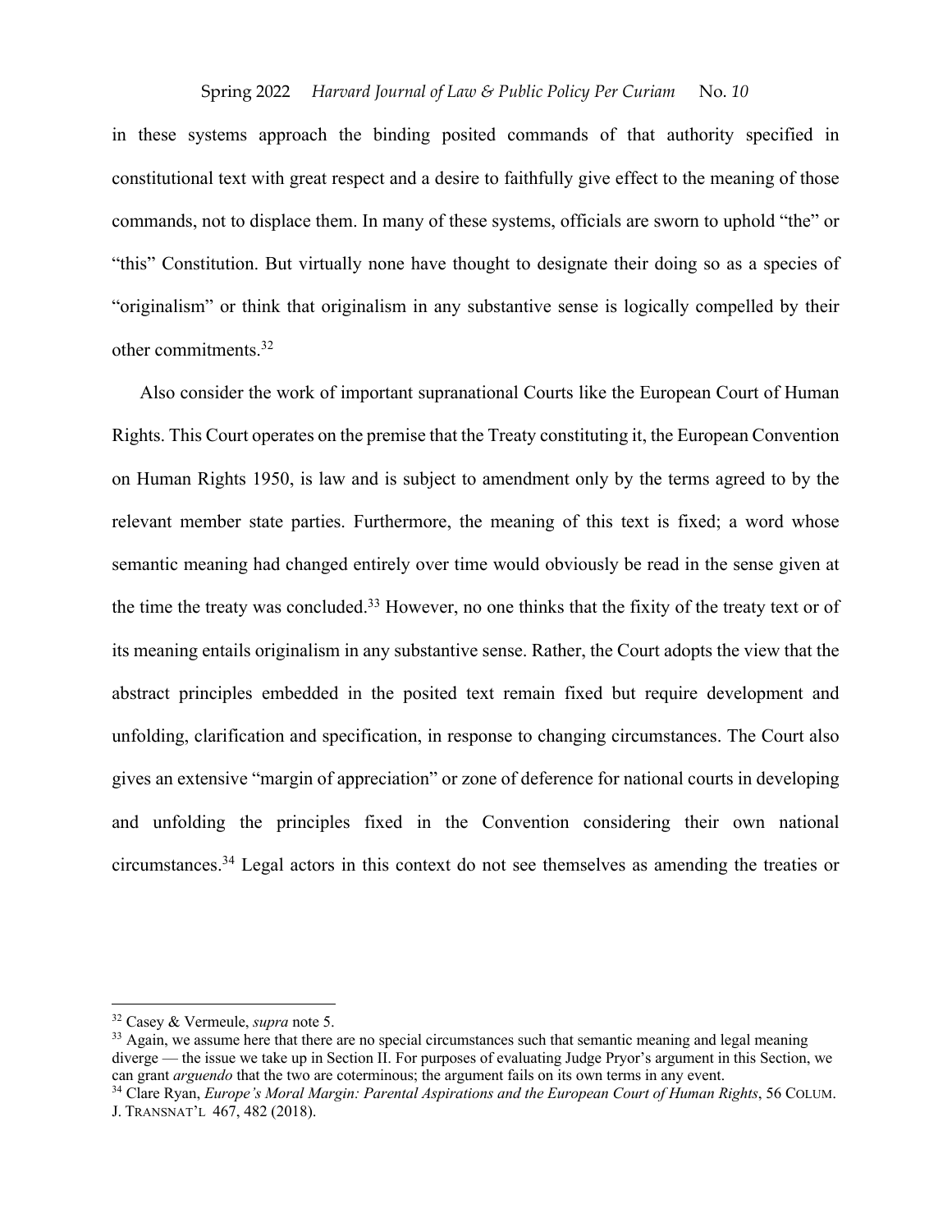in these systems approach the binding posited commands of that authority specified in constitutional text with great respect and a desire to faithfully give effect to the meaning of those commands, not to displace them. In many of these systems, officials are sworn to uphold "the" or "this" Constitution. But virtually none have thought to designate their doing so as a species of "originalism" or think that originalism in any substantive sense is logically compelled by their other commitments.[32]

Also consider the work of important supranational Courts like the European Court of Human Rights. This Court operates on the premise that the Treaty constituting it, the European Convention on Human Rights 1950, is law and is subject to amendment only by the terms agreed to by the relevant member state parties. Furthermore, the meaning of this text is fixed; a word whose semantic meaning had changed entirely over time would obviously be read in the sense given at the time the treaty was concluded.[33] However, no one thinks that the fixity of the treaty text or of its meaning entails originalism in any substantive sense. Rather, the Court adopts the view that the abstract principles embedded in the posited text remain fixed but require development and unfolding, clarification and specification, in response to changing circumstances. The Court also gives an extensive "margin of appreciation" or zone of deference for national courts in developing and unfolding the principles fixed in the Convention considering their own national circumstances.[34] Legal actors in this context do not see themselves as amending the treaties or

---

[32] Casey & Vermeule, *supra* note 5.

[33] Again, we assume here that there are no special circumstances such that semantic meaning and legal meaning diverge — the issue we take up in Section II. For purposes of evaluating Judge Pryor's argument in this Section, we can grant *arguendo* that the two are coterminous; the argument fails on its own terms in any event.

[34] Clare Ryan, *Europe's Moral Margin: Parental Aspirations and the European Court of Human Rights*, 56 COLUM. J. TRANSNAT'L 467, 482 (2018).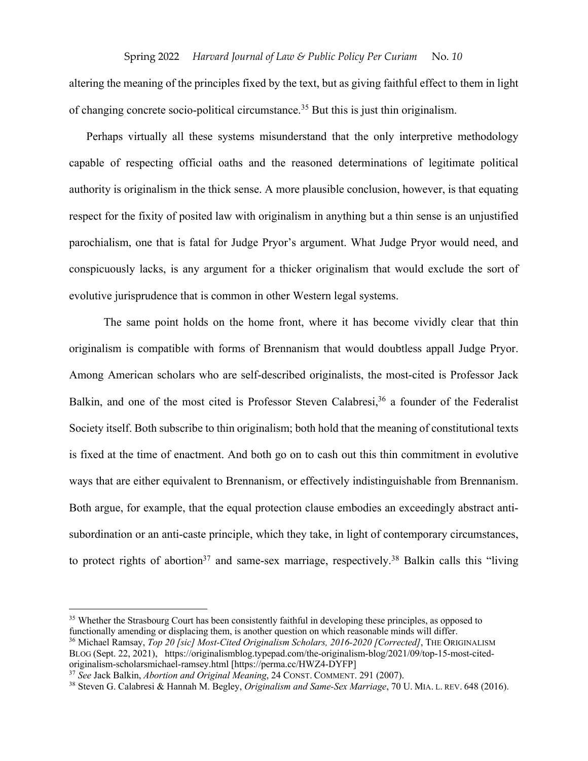altering the meaning of the principles fixed by the text, but as giving faithful effect to them in light of changing concrete socio-political circumstance.[35] But this is just thin originalism.

Perhaps virtually all these systems misunderstand that the only interpretive methodology capable of respecting official oaths and the reasoned determinations of legitimate political authority is originalism in the thick sense. A more plausible conclusion, however, is that equating respect for the fixity of posited law with originalism in anything but a thin sense is an unjustified parochialism, one that is fatal for Judge Pryor's argument. What Judge Pryor would need, and conspicuously lacks, is any argument for a thicker originalism that would exclude the sort of evolutive jurisprudence that is common in other Western legal systems.

The same point holds on the home front, where it has become vividly clear that thin originalism is compatible with forms of Brennanism that would doubtless appall Judge Pryor. Among American scholars who are self-described originalists, the most-cited is Professor Jack Balkin, and one of the most cited is Professor Steven Calabresi,[36] a founder of the Federalist Society itself. Both subscribe to thin originalism; both hold that the meaning of constitutional texts is fixed at the time of enactment. And both go on to cash out this thin commitment in evolutive ways that are either equivalent to Brennanism, or effectively indistinguishable from Brennanism. Both argue, for example, that the equal protection clause embodies an exceedingly abstract anti-subordination or an anti-caste principle, which they take, in light of contemporary circumstances, to protect rights of abortion[37] and same-sex marriage, respectively.[38] Balkin calls this "living

---

[35] Whether the Strasbourg Court has been consistently faithful in developing these principles, as opposed to functionally amending or displacing them, is another question on which reasonable minds will differ.

[36] Michael Ramsay, *Top 20 [sic] Most-Cited Originalism Scholars, 2016-2020 [Corrected]*, THE ORIGINALISM BLOG (Sept. 22, 2021), https://originalismblog.typepad.com/the-originalism-blog/2021/09/top-15-most-cited-originalism-scholarsmichael-ramsey.html [https://perma.cc/HWZ4-DYFP]

[37] *See* Jack Balkin, *Abortion and Original Meaning*, 24 CONST. COMMENT. 291 (2007).

[38] Steven G. Calabresi & Hannah M. Begley, *Originalism and Same-Sex Marriage*, 70 U. MIA. L. REV. 648 (2016).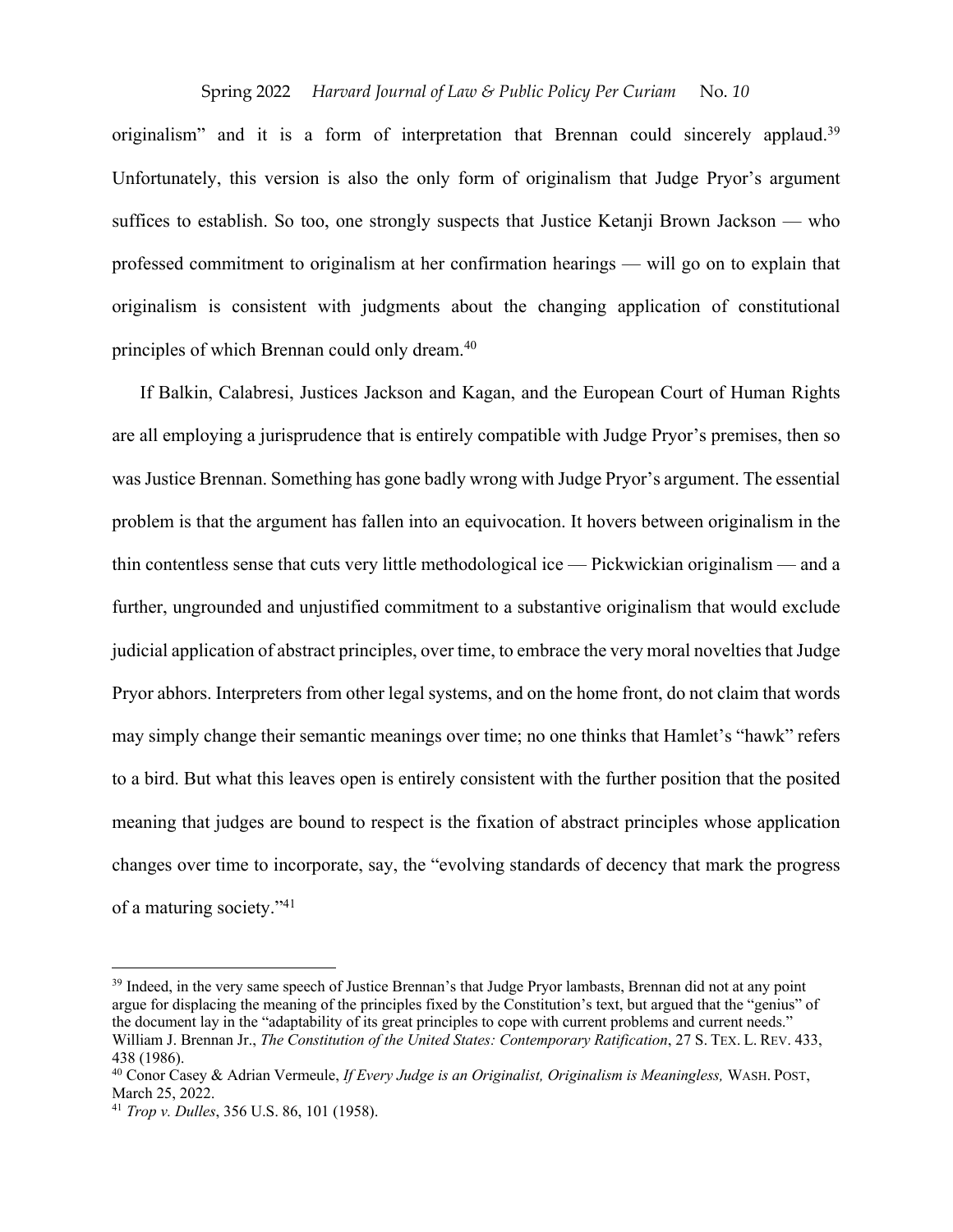originalism" and it is a form of interpretation that Brennan could sincerely applaud.[39] Unfortunately, this version is also the only form of originalism that Judge Pryor's argument suffices to establish. So too, one strongly suspects that Justice Ketanji Brown Jackson — who professed commitment to originalism at her confirmation hearings — will go on to explain that originalism is consistent with judgments about the changing application of constitutional principles of which Brennan could only dream.[40]

If Balkin, Calabresi, Justices Jackson and Kagan, and the European Court of Human Rights are all employing a jurisprudence that is entirely compatible with Judge Pryor's premises, then so was Justice Brennan. Something has gone badly wrong with Judge Pryor's argument. The essential problem is that the argument has fallen into an equivocation. It hovers between originalism in the thin contentless sense that cuts very little methodological ice — Pickwickian originalism — and a further, ungrounded and unjustified commitment to a substantive originalism that would exclude judicial application of abstract principles, over time, to embrace the very moral novelties that Judge Pryor abhors. Interpreters from other legal systems, and on the home front, do not claim that words may simply change their semantic meanings over time; no one thinks that Hamlet's "hawk" refers to a bird. But what this leaves open is entirely consistent with the further position that the posited meaning that judges are bound to respect is the fixation of abstract principles whose application changes over time to incorporate, say, the "evolving standards of decency that mark the progress of a maturing society."[41]

---

[39] Indeed, in the very same speech of Justice Brennan's that Judge Pryor lambasts, Brennan did not at any point argue for displacing the meaning of the principles fixed by the Constitution's text, but argued that the "genius" of the document lay in the "adaptability of its great principles to cope with current problems and current needs." William J. Brennan Jr., *The Constitution of the United States: Contemporary Ratification*, 27 S. TEX. L. REV. 433, 438 (1986).

[40] Conor Casey & Adrian Vermeule, *If Every Judge is an Originalist, Originalism is Meaningless,* WASH. POST, March 25, 2022.

[41] *Trop v. Dulles*, 356 U.S. 86, 101 (1958).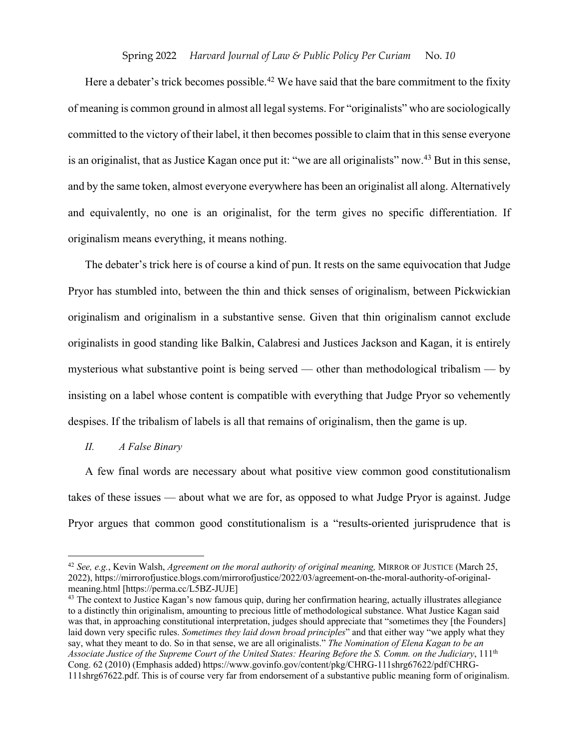Here a debater's trick becomes possible.[42] We have said that the bare commitment to the fixity of meaning is common ground in almost all legal systems. For "originalists" who are sociologically committed to the victory of their label, it then becomes possible to claim that in this sense everyone is an originalist, that as Justice Kagan once put it: "we are all originalists" now.[43] But in this sense, and by the same token, almost everyone everywhere has been an originalist all along. Alternatively and equivalently, no one is an originalist, for the term gives no specific differentiation. If originalism means everything, it means nothing.

The debater's trick here is of course a kind of pun. It rests on the same equivocation that Judge Pryor has stumbled into, between the thin and thick senses of originalism, between Pickwickian originalism and originalism in a substantive sense. Given that thin originalism cannot exclude originalists in good standing like Balkin, Calabresi and Justices Jackson and Kagan, it is entirely mysterious what substantive point is being served — other than methodological tribalism — by insisting on a label whose content is compatible with everything that Judge Pryor so vehemently despises. If the tribalism of labels is all that remains of originalism, then the game is up.

## *II. A False Binary*

A few final words are necessary about what positive view common good constitutionalism takes of these issues — about what we are for, as opposed to what Judge Pryor is against. Judge Pryor argues that common good constitutionalism is a "results-oriented jurisprudence that is

---

[42] *See, e.g.*, Kevin Walsh, *Agreement on the moral authority of original meaning,* MIRROR OF JUSTICE (March 25, 2022), https://mirrorofjustice.blogs.com/mirrorofjustice/2022/03/agreement-on-the-moral-authority-of-original-meaning.html [https://perma.cc/L5BZ-JUJE]

[43] The context to Justice Kagan's now famous quip, during her confirmation hearing, actually illustrates allegiance to a distinctly thin originalism, amounting to precious little of methodological substance. What Justice Kagan said was that, in approaching constitutional interpretation, judges should appreciate that "sometimes they [the Founders] laid down very specific rules. *Sometimes they laid down broad principles*" and that either way "we apply what they say, what they meant to do. So in that sense, we are all originalists." *The Nomination of Elena Kagan to be an Associate Justice of the Supreme Court of the United States: Hearing Before the S. Comm. on the Judiciary*, 111th Cong. 62 (2010) (Emphasis added) https://www.govinfo.gov/content/pkg/CHRG-111shrg67622/pdf/CHRG-111shrg67622.pdf. This is of course very far from endorsement of a substantive public meaning form of originalism.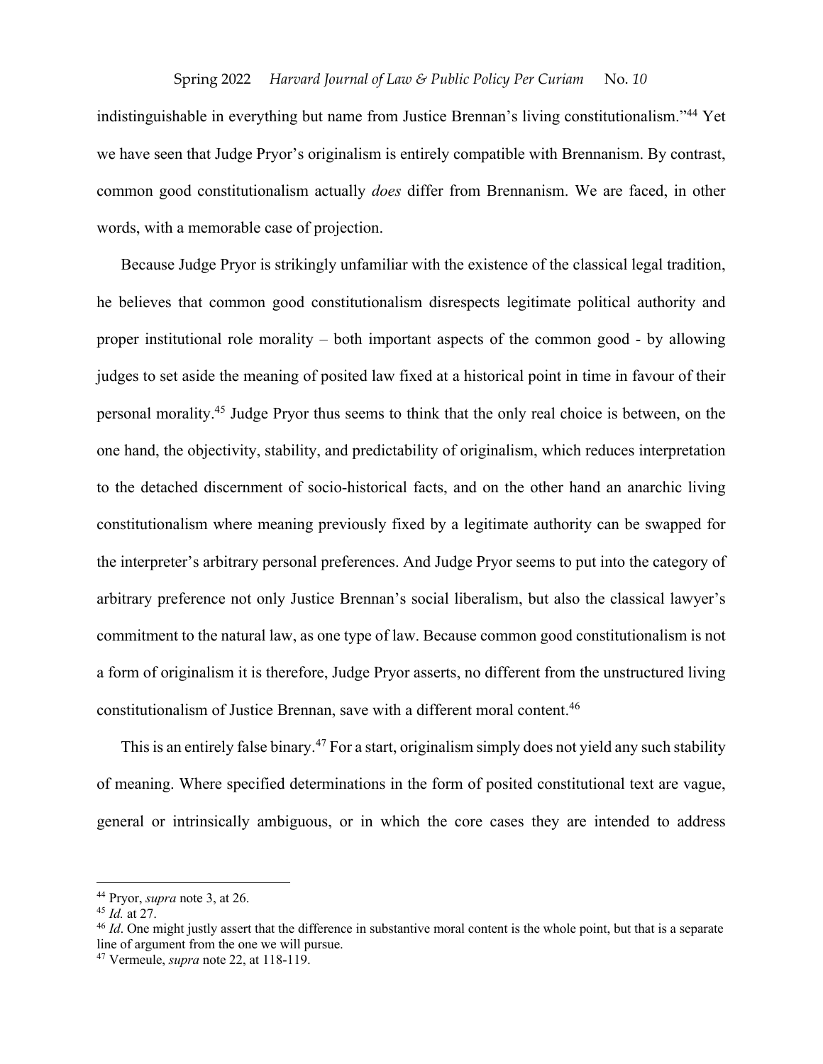indistinguishable in everything but name from Justice Brennan's living constitutionalism."[44] Yet we have seen that Judge Pryor's originalism is entirely compatible with Brennanism. By contrast, common good constitutionalism actually *does* differ from Brennanism. We are faced, in other words, with a memorable case of projection.

Because Judge Pryor is strikingly unfamiliar with the existence of the classical legal tradition, he believes that common good constitutionalism disrespects legitimate political authority and proper institutional role morality – both important aspects of the common good - by allowing judges to set aside the meaning of posited law fixed at a historical point in time in favour of their personal morality.[45] Judge Pryor thus seems to think that the only real choice is between, on the one hand, the objectivity, stability, and predictability of originalism, which reduces interpretation to the detached discernment of socio-historical facts, and on the other hand an anarchic living constitutionalism where meaning previously fixed by a legitimate authority can be swapped for the interpreter's arbitrary personal preferences. And Judge Pryor seems to put into the category of arbitrary preference not only Justice Brennan's social liberalism, but also the classical lawyer's commitment to the natural law, as one type of law. Because common good constitutionalism is not a form of originalism it is therefore, Judge Pryor asserts, no different from the unstructured living constitutionalism of Justice Brennan, save with a different moral content.[46]

This is an entirely false binary.[47] For a start, originalism simply does not yield any such stability of meaning. Where specified determinations in the form of posited constitutional text are vague, general or intrinsically ambiguous, or in which the core cases they are intended to address

---

[44] Pryor, *supra* note 3, at 26.

[45] *Id.* at 27.

[46] *Id*. One might justly assert that the difference in substantive moral content is the whole point, but that is a separate line of argument from the one we will pursue.

[47] Vermeule, *supra* note 22, at 118-119.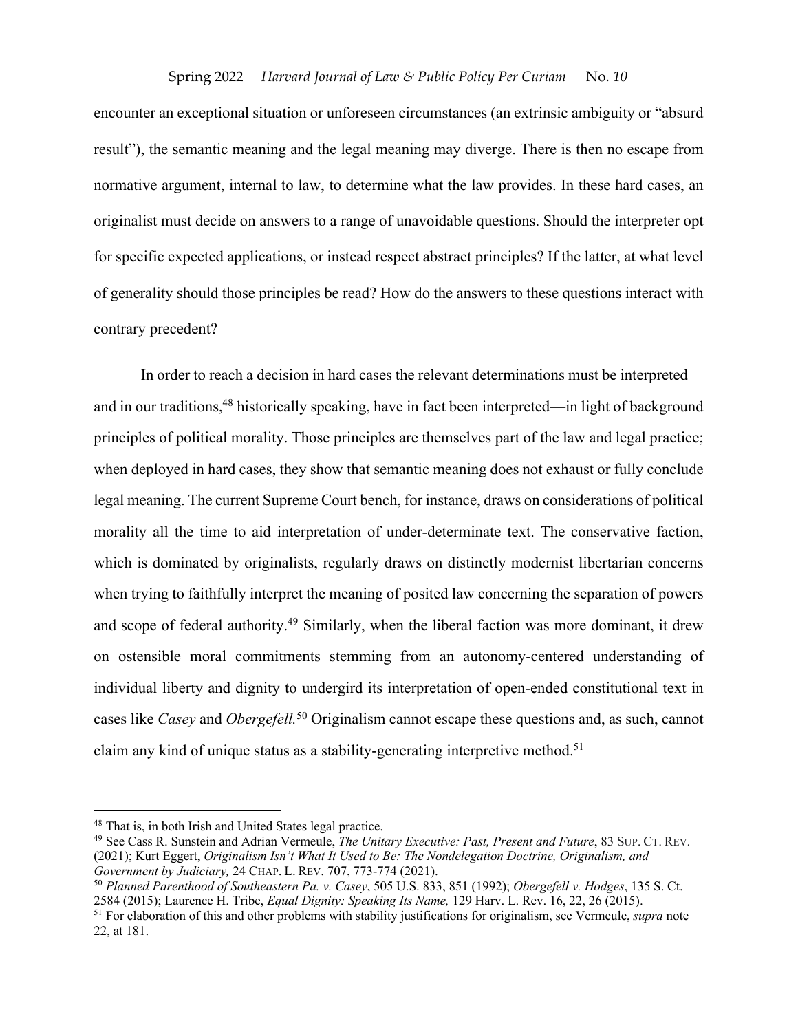encounter an exceptional situation or unforeseen circumstances (an extrinsic ambiguity or "absurd result"), the semantic meaning and the legal meaning may diverge. There is then no escape from normative argument, internal to law, to determine what the law provides. In these hard cases, an originalist must decide on answers to a range of unavoidable questions. Should the interpreter opt for specific expected applications, or instead respect abstract principles? If the latter, at what level of generality should those principles be read? How do the answers to these questions interact with contrary precedent?

In order to reach a decision in hard cases the relevant determinations must be interpreted—and in our traditions,[48] historically speaking, have in fact been interpreted—in light of background principles of political morality. Those principles are themselves part of the law and legal practice; when deployed in hard cases, they show that semantic meaning does not exhaust or fully conclude legal meaning. The current Supreme Court bench, for instance, draws on considerations of political morality all the time to aid interpretation of under-determinate text. The conservative faction, which is dominated by originalists, regularly draws on distinctly modernist libertarian concerns when trying to faithfully interpret the meaning of posited law concerning the separation of powers and scope of federal authority.[49] Similarly, when the liberal faction was more dominant, it drew on ostensible moral commitments stemming from an autonomy-centered understanding of individual liberty and dignity to undergird its interpretation of open-ended constitutional text in cases like *Casey* and *Obergefell.*[50] Originalism cannot escape these questions and, as such, cannot claim any kind of unique status as a stability-generating interpretive method.[51]

---

[48] That is, in both Irish and United States legal practice.

[49] See Cass R. Sunstein and Adrian Vermeule, *The Unitary Executive: Past, Present and Future*, 83 SUP. CT. REV. (2021); Kurt Eggert, *Originalism Isn't What It Used to Be: The Nondelegation Doctrine, Originalism, and Government by Judiciary,* 24 CHAP. L. REV. 707, 773-774 (2021).

[50] *Planned Parenthood of Southeastern Pa. v. Casey*, 505 U.S. 833, 851 (1992); *Obergefell v. Hodges*, 135 S. Ct. 2584 (2015); Laurence H. Tribe, *Equal Dignity: Speaking Its Name,* 129 Harv. L. Rev. 16, 22, 26 (2015).

[51] For elaboration of this and other problems with stability justifications for originalism, see Vermeule, *supra* note 22, at 181.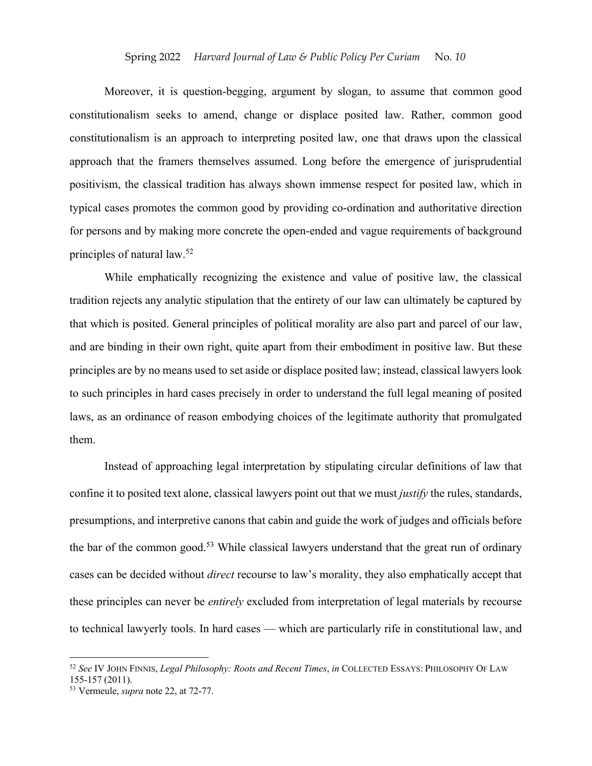Moreover, it is question-begging, argument by slogan, to assume that common good constitutionalism seeks to amend, change or displace posited law. Rather, common good constitutionalism is an approach to interpreting posited law, one that draws upon the classical approach that the framers themselves assumed. Long before the emergence of jurisprudential positivism, the classical tradition has always shown immense respect for posited law, which in typical cases promotes the common good by providing co-ordination and authoritative direction for persons and by making more concrete the open-ended and vague requirements of background principles of natural law.[52]

While emphatically recognizing the existence and value of positive law, the classical tradition rejects any analytic stipulation that the entirety of our law can ultimately be captured by that which is posited. General principles of political morality are also part and parcel of our law, and are binding in their own right, quite apart from their embodiment in positive law. But these principles are by no means used to set aside or displace posited law; instead, classical lawyers look to such principles in hard cases precisely in order to understand the full legal meaning of posited laws, as an ordinance of reason embodying choices of the legitimate authority that promulgated them.

Instead of approaching legal interpretation by stipulating circular definitions of law that confine it to posited text alone, classical lawyers point out that we must *justify* the rules, standards, presumptions, and interpretive canons that cabin and guide the work of judges and officials before the bar of the common good.[53] While classical lawyers understand that the great run of ordinary cases can be decided without *direct* recourse to law's morality, they also emphatically accept that these principles can never be *entirely* excluded from interpretation of legal materials by recourse to technical lawyerly tools. In hard cases — which are particularly rife in constitutional law, and

---

[52] *See* IV JOHN FINNIS, *Legal Philosophy: Roots and Recent Times*, *in* COLLECTED ESSAYS: PHILOSOPHY OF LAW 155-157 (2011).

[53] Vermeule, *supra* note 22, at 72-77.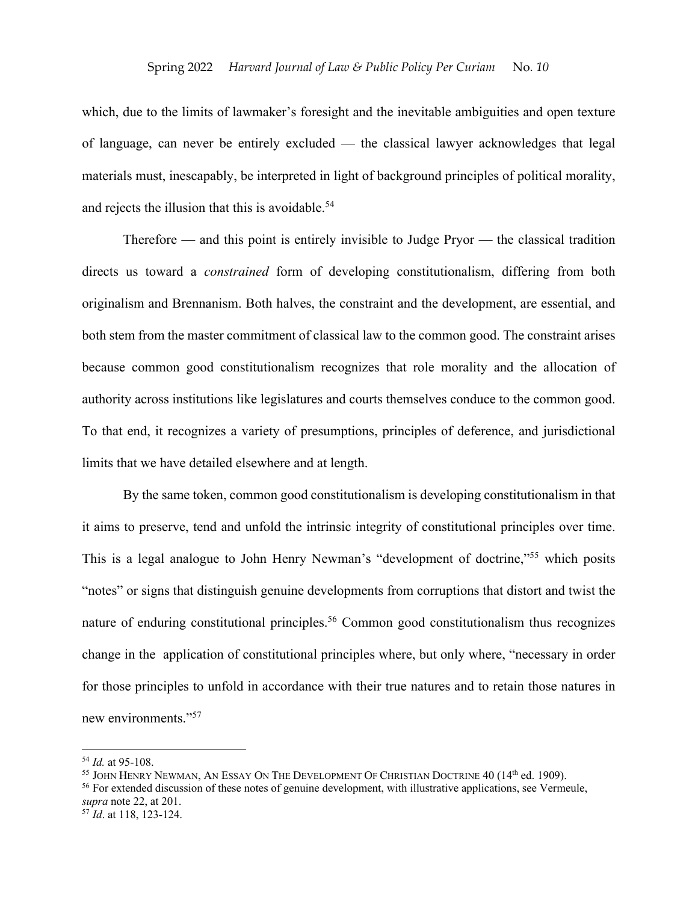which, due to the limits of lawmaker's foresight and the inevitable ambiguities and open texture of language, can never be entirely excluded — the classical lawyer acknowledges that legal materials must, inescapably, be interpreted in light of background principles of political morality, and rejects the illusion that this is avoidable.[54]

Therefore — and this point is entirely invisible to Judge Pryor — the classical tradition directs us toward a *constrained* form of developing constitutionalism, differing from both originalism and Brennanism. Both halves, the constraint and the development, are essential, and both stem from the master commitment of classical law to the common good. The constraint arises because common good constitutionalism recognizes that role morality and the allocation of authority across institutions like legislatures and courts themselves conduce to the common good. To that end, it recognizes a variety of presumptions, principles of deference, and jurisdictional limits that we have detailed elsewhere and at length.

By the same token, common good constitutionalism is developing constitutionalism in that it aims to preserve, tend and unfold the intrinsic integrity of constitutional principles over time. This is a legal analogue to John Henry Newman's "development of doctrine,"[55] which posits "notes" or signs that distinguish genuine developments from corruptions that distort and twist the nature of enduring constitutional principles.[56] Common good constitutionalism thus recognizes change in the application of constitutional principles where, but only where, "necessary in order for those principles to unfold in accordance with their true natures and to retain those natures in new environments."[57]

---

[54] *Id.* at 95-108.

[55] JOHN HENRY NEWMAN, AN ESSAY ON THE DEVELOPMENT OF CHRISTIAN DOCTRINE 40 (14th ed. 1909).

[56] For extended discussion of these notes of genuine development, with illustrative applications, see Vermeule, *supra* note 22, at 201.

[57] *Id*. at 118, 123-124.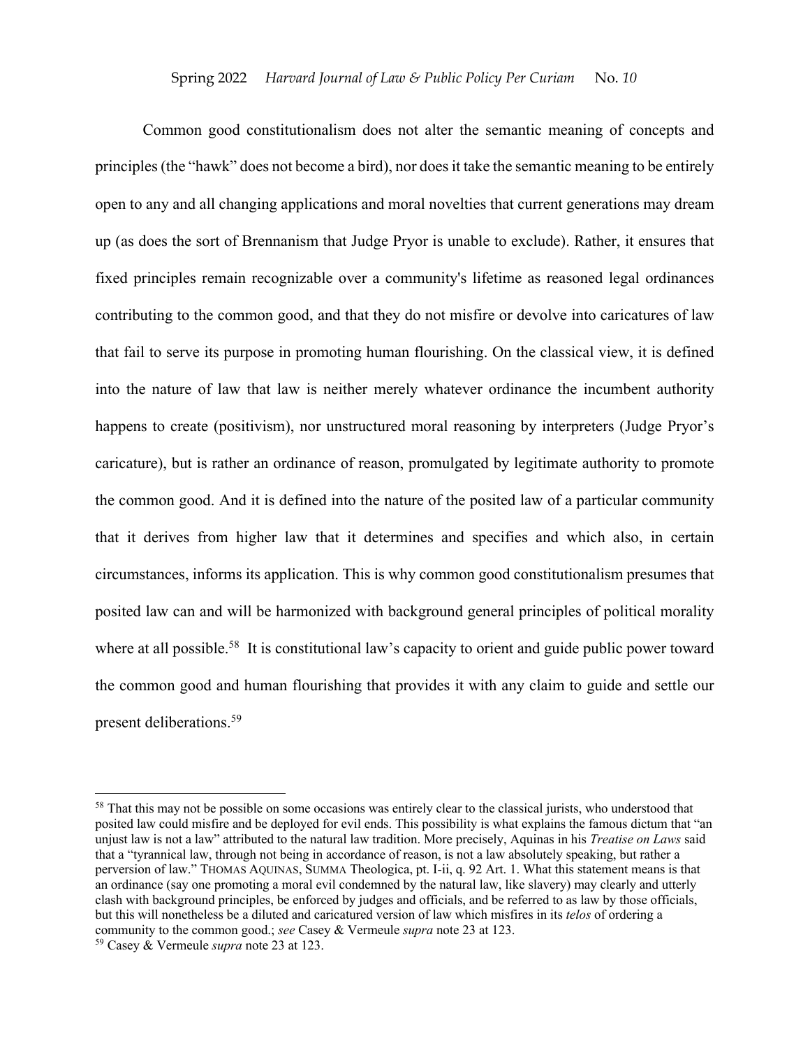Common good constitutionalism does not alter the semantic meaning of concepts and principles (the "hawk" does not become a bird), nor does it take the semantic meaning to be entirely open to any and all changing applications and moral novelties that current generations may dream up (as does the sort of Brennanism that Judge Pryor is unable to exclude). Rather, it ensures that fixed principles remain recognizable over a community's lifetime as reasoned legal ordinances contributing to the common good, and that they do not misfire or devolve into caricatures of law that fail to serve its purpose in promoting human flourishing. On the classical view, it is defined into the nature of law that law is neither merely whatever ordinance the incumbent authority happens to create (positivism), nor unstructured moral reasoning by interpreters (Judge Pryor's caricature), but is rather an ordinance of reason, promulgated by legitimate authority to promote the common good. And it is defined into the nature of the posited law of a particular community that it derives from higher law that it determines and specifies and which also, in certain circumstances, informs its application. This is why common good constitutionalism presumes that posited law can and will be harmonized with background general principles of political morality where at all possible.[58] It is constitutional law's capacity to orient and guide public power toward the common good and human flourishing that provides it with any claim to guide and settle our present deliberations.[59]

---

[58] That this may not be possible on some occasions was entirely clear to the classical jurists, who understood that posited law could misfire and be deployed for evil ends. This possibility is what explains the famous dictum that "an unjust law is not a law" attributed to the natural law tradition. More precisely, Aquinas in his *Treatise on Laws* said that a "tyrannical law, through not being in accordance of reason, is not a law absolutely speaking, but rather a perversion of law." THOMAS AQUINAS, SUMMA Theologica, pt. I-ii, q. 92 Art. 1. What this statement means is that an ordinance (say one promoting a moral evil condemned by the natural law, like slavery) may clearly and utterly clash with background principles, be enforced by judges and officials, and be referred to as law by those officials, but this will nonetheless be a diluted and caricatured version of law which misfires in its *telos* of ordering a community to the common good.; *see* Casey & Vermeule *supra* note 23 at 123.

[59] Casey & Vermeule *supra* note 23 at 123.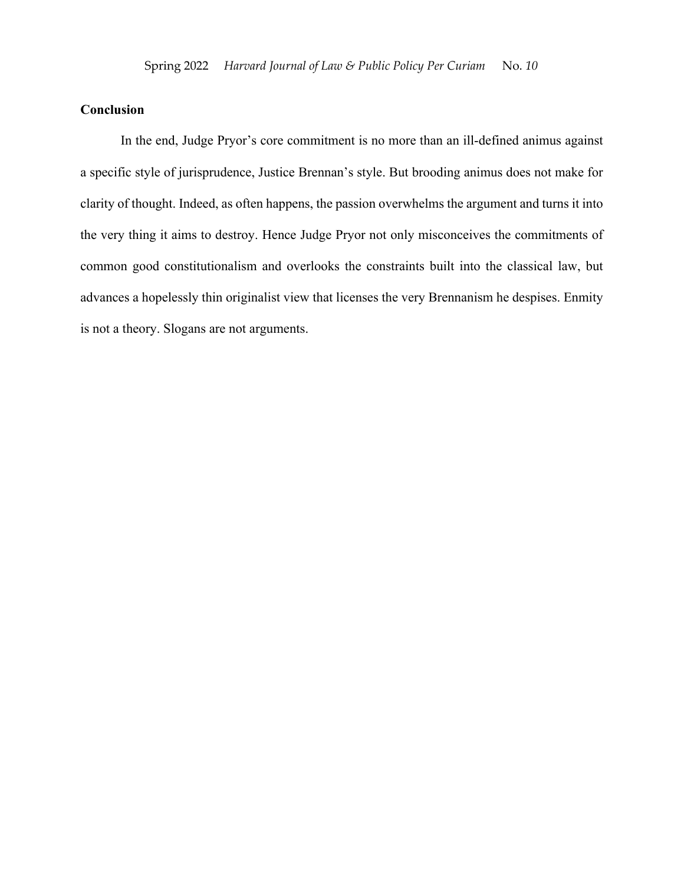## Conclusion

In the end, Judge Pryor's core commitment is no more than an ill-defined animus against a specific style of jurisprudence, Justice Brennan's style. But brooding animus does not make for clarity of thought. Indeed, as often happens, the passion overwhelms the argument and turns it into the very thing it aims to destroy. Hence Judge Pryor not only misconceives the commitments of common good constitutionalism and overlooks the constraints built into the classical law, but advances a hopelessly thin originalist view that licenses the very Brennanism he despises. Enmity is not a theory. Slogans are not arguments.